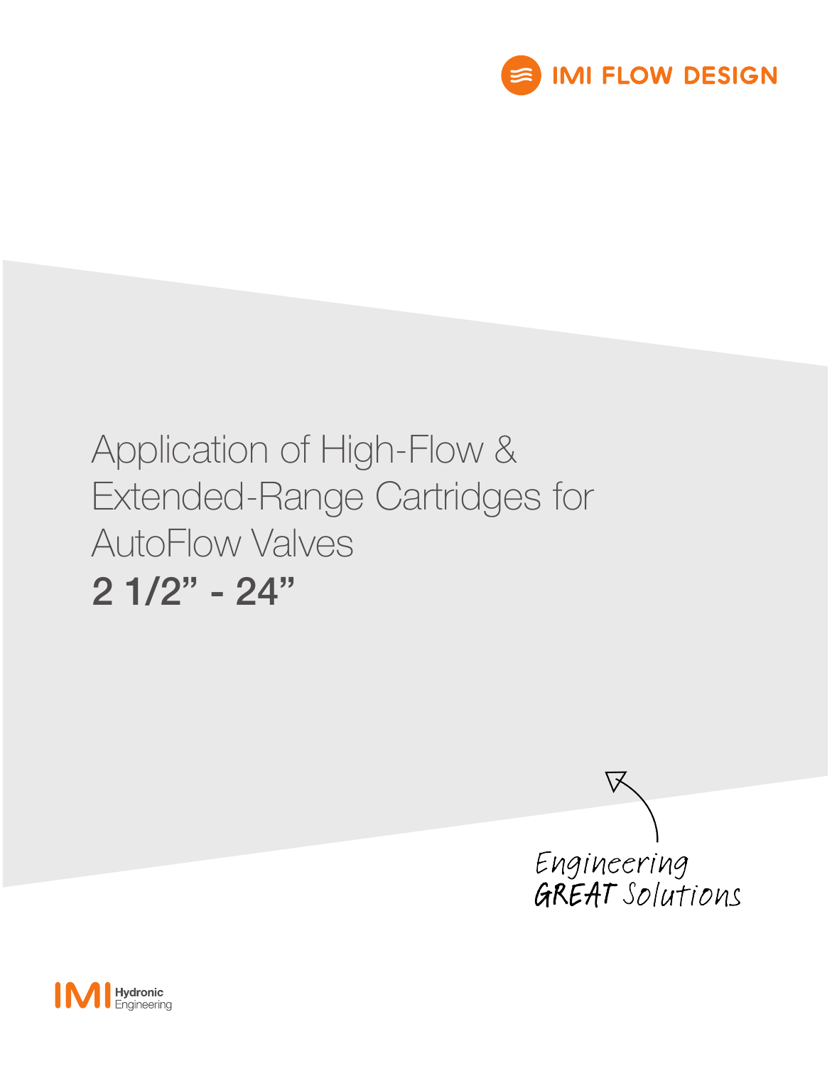IMI FLOW DESIGN

# Application of High-Flow & Extended-Range Cartridges for AutoFlow Valves

## 2 1/2" - 24"

Engineering
**GREAT** Solutions

IMI Hydronic Engineering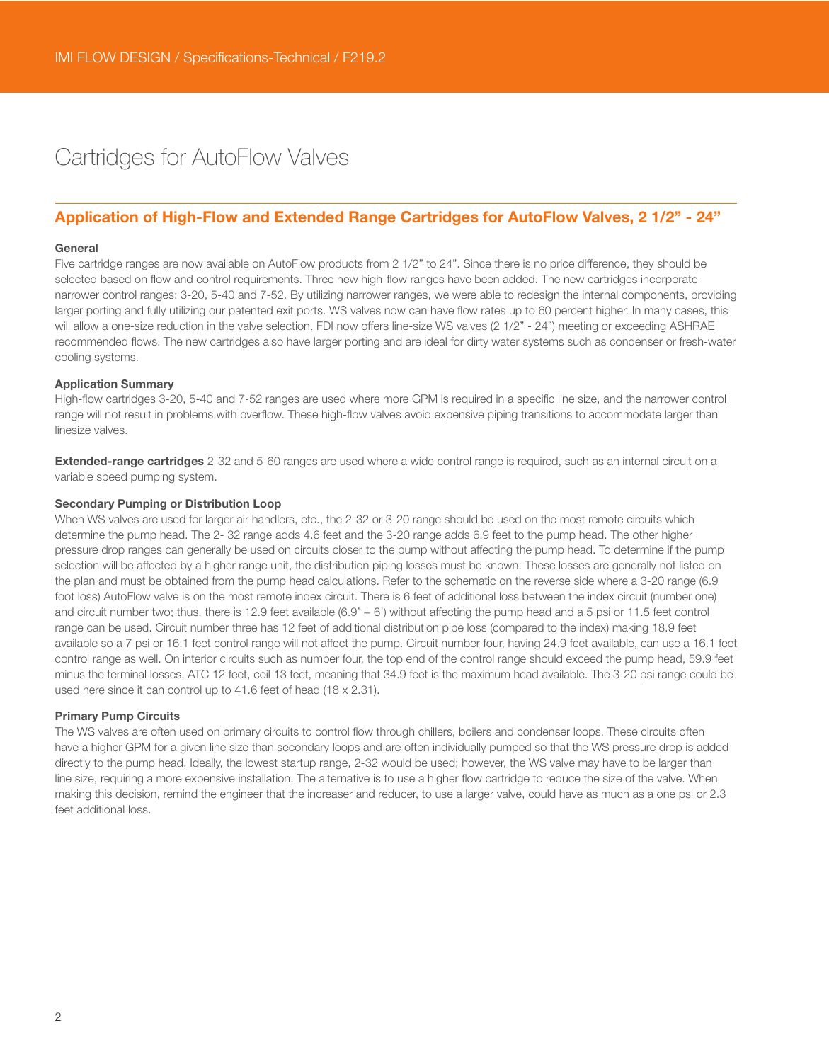# Cartridges for AutoFlow Valves

## Application of High-Flow and Extended Range Cartridges for AutoFlow Valves, 2 1/2" - 24"

**General**

Five cartridge ranges are now available on AutoFlow products from 2 1/2" to 24". Since there is no price difference, they should be selected based on flow and control requirements. Three new high-flow ranges have been added. The new cartridges incorporate narrower control ranges: 3-20, 5-40 and 7-52. By utilizing narrower ranges, we were able to redesign the internal components, providing larger porting and fully utilizing our patented exit ports. WS valves now can have flow rates up to 60 percent higher. In many cases, this will allow a one-size reduction in the valve selection. FDI now offers line-size WS valves (2 1/2" - 24") meeting or exceeding ASHRAE recommended flows. The new cartridges also have larger porting and are ideal for dirty water systems such as condenser or fresh-water cooling systems.

**Application Summary**

High-flow cartridges 3-20, 5-40 and 7-52 ranges are used where more GPM is required in a specific line size, and the narrower control range will not result in problems with overflow. These high-flow valves avoid expensive piping transitions to accommodate larger than linesize valves.

**Extended-range cartridges** 2-32 and 5-60 ranges are used where a wide control range is required, such as an internal circuit on a variable speed pumping system.

**Secondary Pumping or Distribution Loop**

When WS valves are used for larger air handlers, etc., the 2-32 or 3-20 range should be used on the most remote circuits which determine the pump head. The 2- 32 range adds 4.6 feet and the 3-20 range adds 6.9 feet to the pump head. The other higher pressure drop ranges can generally be used on circuits closer to the pump without affecting the pump head. To determine if the pump selection will be affected by a higher range unit, the distribution piping losses must be known. These losses are generally not listed on the plan and must be obtained from the pump head calculations. Refer to the schematic on the reverse side where a 3-20 range (6.9 foot loss) AutoFlow valve is on the most remote index circuit. There is 6 feet of additional loss between the index circuit (number one) and circuit number two; thus, there is 12.9 feet available (6.9' + 6') without affecting the pump head and a 5 psi or 11.5 feet control range can be used. Circuit number three has 12 feet of additional distribution pipe loss (compared to the index) making 18.9 feet available so a 7 psi or 16.1 feet control range will not affect the pump. Circuit number four, having 24.9 feet available, can use a 16.1 feet control range as well. On interior circuits such as number four, the top end of the control range should exceed the pump head, 59.9 feet minus the terminal losses, ATC 12 feet, coil 13 feet, meaning that 34.9 feet is the maximum head available. The 3-20 psi range could be used here since it can control up to 41.6 feet of head (18 x 2.31).

**Primary Pump Circuits**

The WS valves are often used on primary circuits to control flow through chillers, boilers and condenser loops. These circuits often have a higher GPM for a given line size than secondary loops and are often individually pumped so that the WS pressure drop is added directly to the pump head. Ideally, the lowest startup range, 2-32 would be used; however, the WS valve may have to be larger than line size, requiring a more expensive installation. The alternative is to use a higher flow cartridge to reduce the size of the valve. When making this decision, remind the engineer that the increaser and reducer, to use a larger valve, could have as much as a one psi or 2.3 feet additional loss.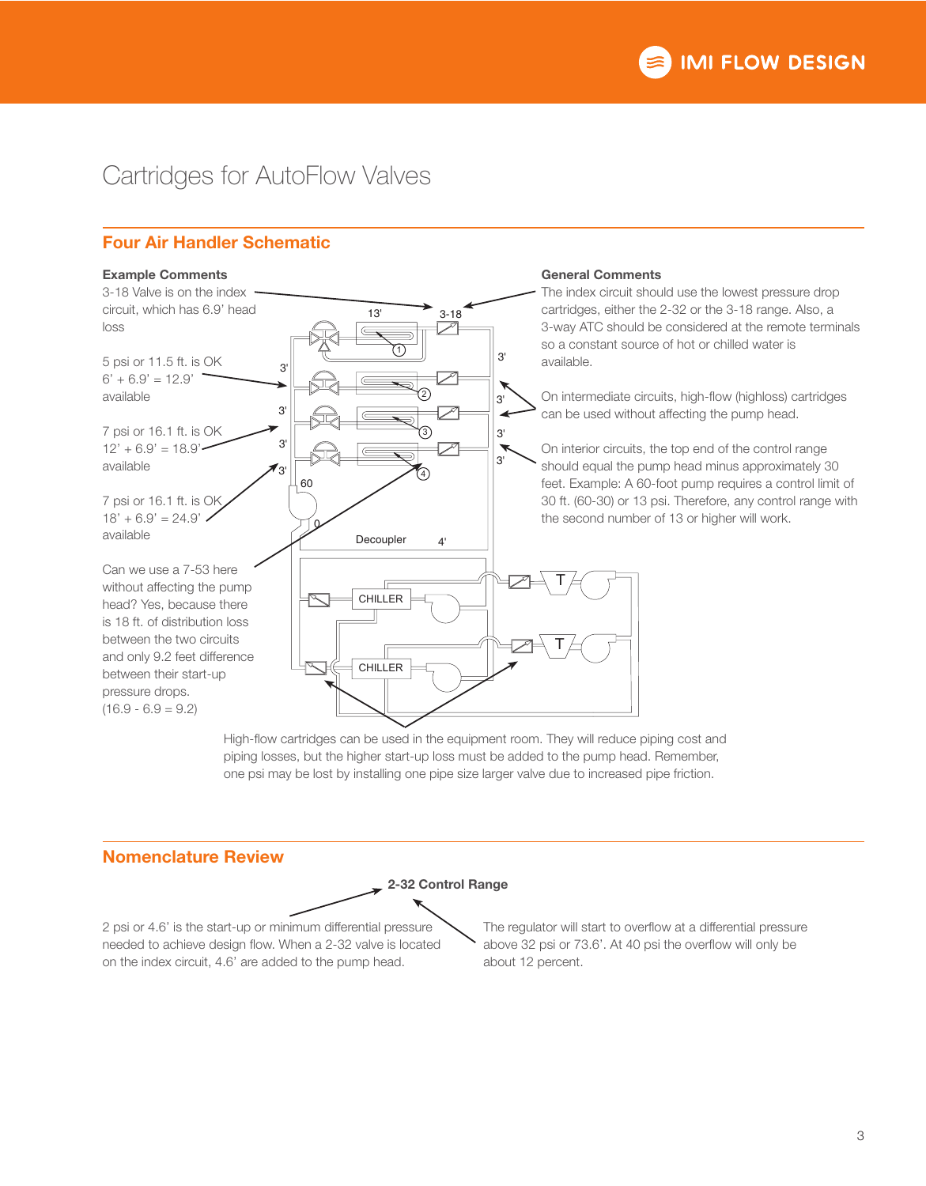# Cartridges for AutoFlow Valves

## Four Air Handler Schematic

**Example Comments**

3-18 Valve is on the index circuit, which has 6.9' head loss

5 psi or 11.5 ft. is OK
6' + 6.9' = 12.9' available

7 psi or 16.1 ft. is OK
12' + 6.9' = 18.9' available

7 psi or 16.1 ft. is OK
18' + 6.9' = 24.9' available

Can we use a 7-53 here without affecting the pump head? Yes, because there is 18 ft. of distribution loss between the two circuits and only 9.2 feet difference between their start-up pressure drops.
(16.9 - 6.9 = 9.2)

**General Comments**

The index circuit should use the lowest pressure drop cartridges, either the 2-32 or the 3-18 range. Also, a 3-way ATC should be considered at the remote terminals so a constant source of hot or chilled water is available.

On intermediate circuits, high-flow (highloss) cartridges can be used without affecting the pump head.

On interior circuits, the top end of the control range should equal the pump head minus approximately 30 feet. Example: A 60-foot pump requires a control limit of 30 ft. (60-30) or 13 psi. Therefore, any control range with the second number of 13 or higher will work.

High-flow cartridges can be used in the equipment room. They will reduce piping cost and piping losses, but the higher start-up loss must be added to the pump head. Remember, one psi may be lost by installing one pipe size larger valve due to increased pipe friction.

## Nomenclature Review

**2-32 Control Range**

2 psi or 4.6' is the start-up or minimum differential pressure needed to achieve design flow. When a 2-32 valve is located on the index circuit, 4.6' are added to the pump head.

The regulator will start to overflow at a differential pressure above 32 psi or 73.6'. At 40 psi the overflow will only be about 12 percent.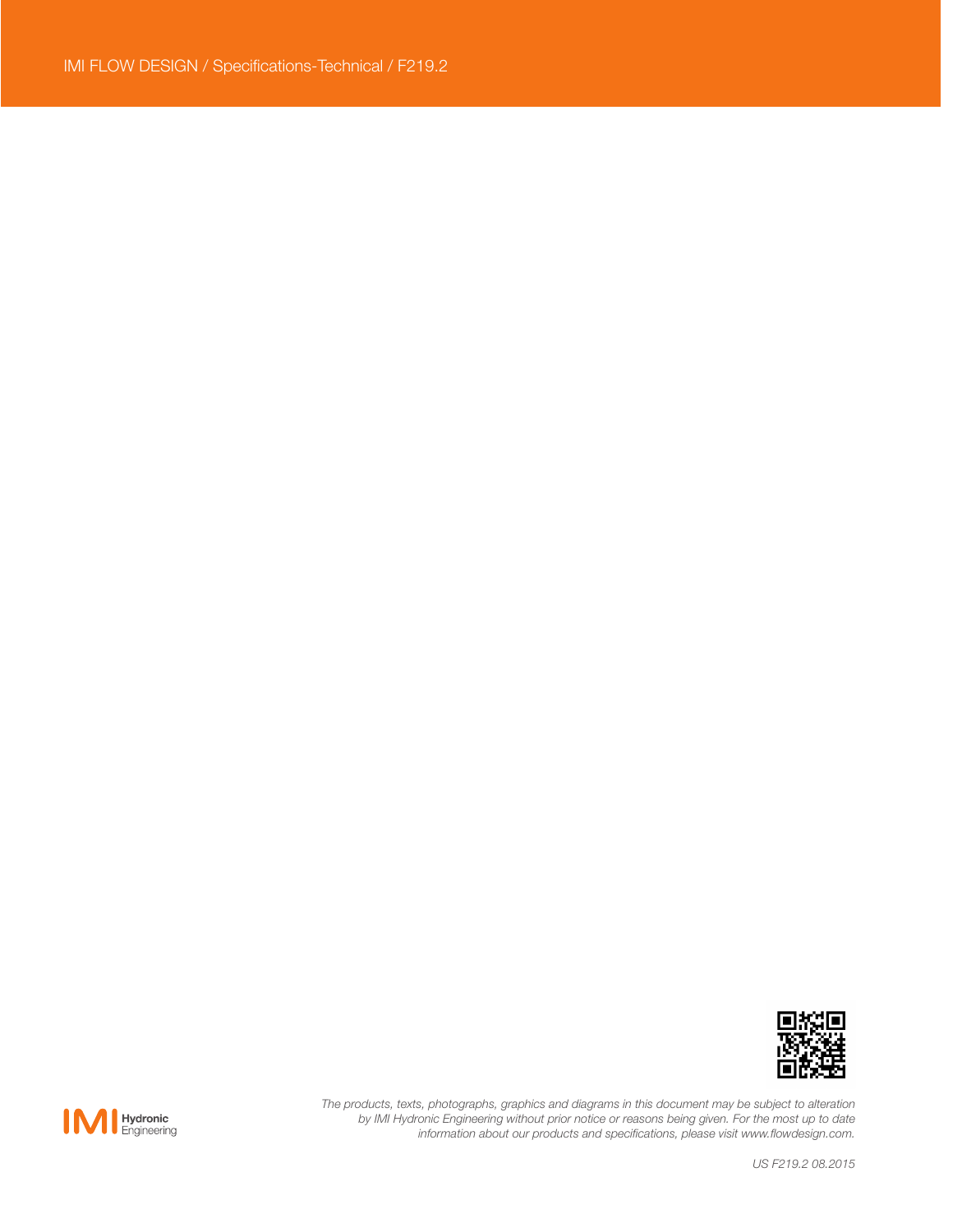*The products, texts, photographs, graphics and diagrams in this document may be subject to alteration by IMI Hydronic Engineering without prior notice or reasons being given. For the most up to date information about our products and specifications, please visit www.flowdesign.com.*

US F219.2 08.2015